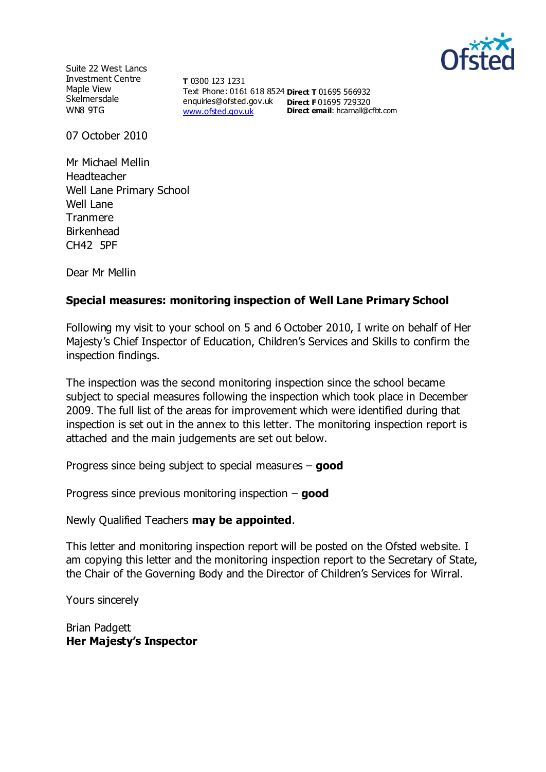Suite 22 West Lancs
Investment Centre
Maple View
Skelmersdale
WN8 9TG

**T** 0300 123 1231
Text Phone: 0161 618 8524
enquiries@ofsted.gov.uk
www.ofsted.gov.uk

**Direct T** 01695 566932
**Direct F** 01695 729320
**Direct email**: hcarnall@cfbt.com

07 October 2010

Mr Michael Mellin
Headteacher
Well Lane Primary School
Well Lane
Tranmere
Birkenhead
CH42 5PF

Dear Mr Mellin

**Special measures: monitoring inspection of Well Lane Primary School**

Following my visit to your school on 5 and 6 October 2010, I write on behalf of Her Majesty's Chief Inspector of Education, Children's Services and Skills to confirm the inspection findings.

The inspection was the second monitoring inspection since the school became subject to special measures following the inspection which took place in December 2009. The full list of the areas for improvement which were identified during that inspection is set out in the annex to this letter. The monitoring inspection report is attached and the main judgements are set out below.

Progress since being subject to special measures – **good**

Progress since previous monitoring inspection – **good**

Newly Qualified Teachers **may be appointed**.

This letter and monitoring inspection report will be posted on the Ofsted website. I am copying this letter and the monitoring inspection report to the Secretary of State, the Chair of the Governing Body and the Director of Children's Services for Wirral.

Yours sincerely

Brian Padgett
**Her Majesty's Inspector**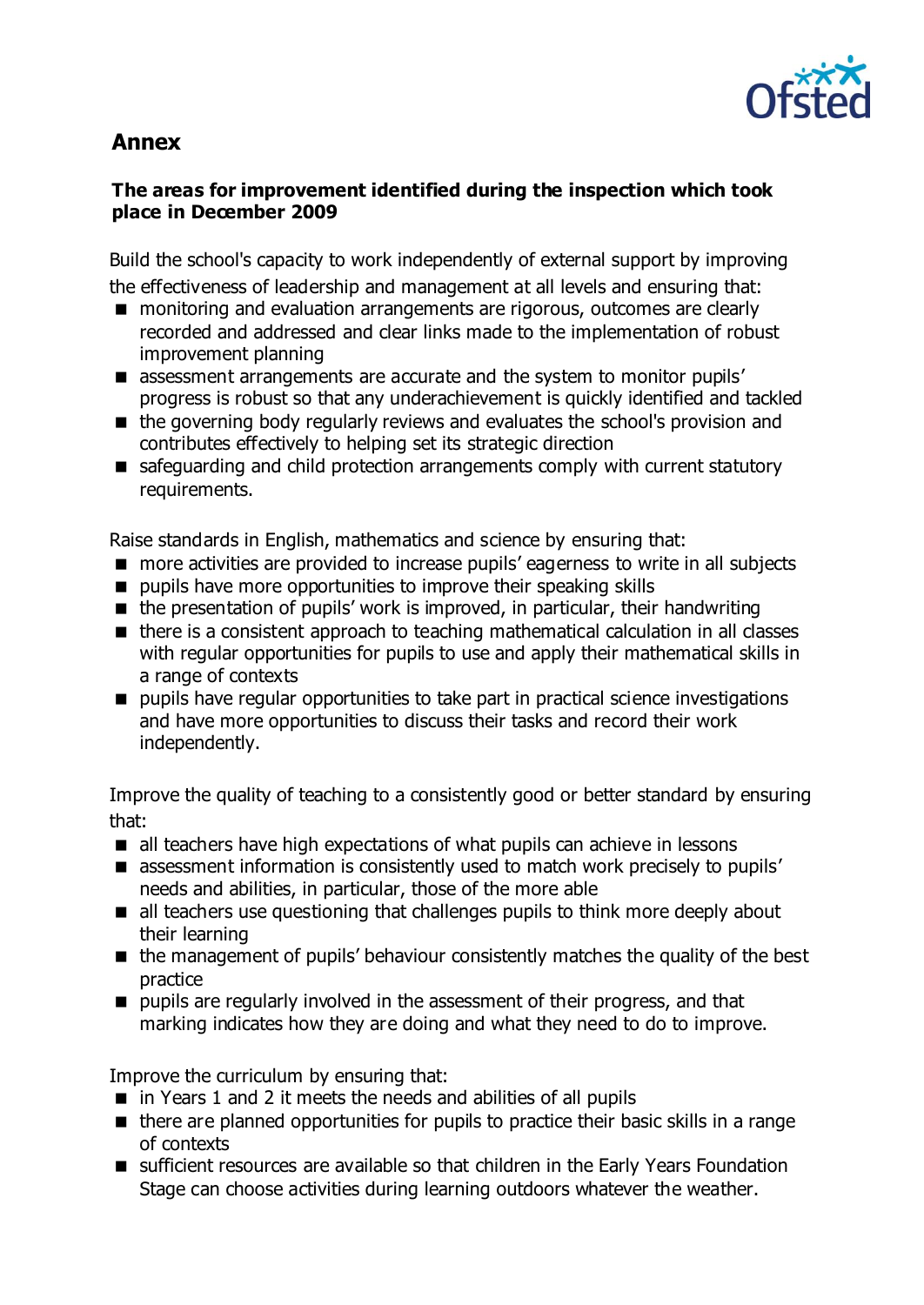## Annex

### The areas for improvement identified during the inspection which took place in December 2009

Build the school's capacity to work independently of external support by improving the effectiveness of leadership and management at all levels and ensuring that:

- monitoring and evaluation arrangements are rigorous, outcomes are clearly recorded and addressed and clear links made to the implementation of robust improvement planning
- assessment arrangements are accurate and the system to monitor pupils' progress is robust so that any underachievement is quickly identified and tackled
- the governing body regularly reviews and evaluates the school's provision and contributes effectively to helping set its strategic direction
- safeguarding and child protection arrangements comply with current statutory requirements.

Raise standards in English, mathematics and science by ensuring that:

- more activities are provided to increase pupils' eagerness to write in all subjects
- pupils have more opportunities to improve their speaking skills
- the presentation of pupils' work is improved, in particular, their handwriting
- there is a consistent approach to teaching mathematical calculation in all classes with regular opportunities for pupils to use and apply their mathematical skills in a range of contexts
- pupils have regular opportunities to take part in practical science investigations and have more opportunities to discuss their tasks and record their work independently.

Improve the quality of teaching to a consistently good or better standard by ensuring that:

- all teachers have high expectations of what pupils can achieve in lessons
- assessment information is consistently used to match work precisely to pupils' needs and abilities, in particular, those of the more able
- all teachers use questioning that challenges pupils to think more deeply about their learning
- the management of pupils' behaviour consistently matches the quality of the best practice
- pupils are regularly involved in the assessment of their progress, and that marking indicates how they are doing and what they need to do to improve.

Improve the curriculum by ensuring that:

- in Years 1 and 2 it meets the needs and abilities of all pupils
- there are planned opportunities for pupils to practice their basic skills in a range of contexts
- sufficient resources are available so that children in the Early Years Foundation Stage can choose activities during learning outdoors whatever the weather.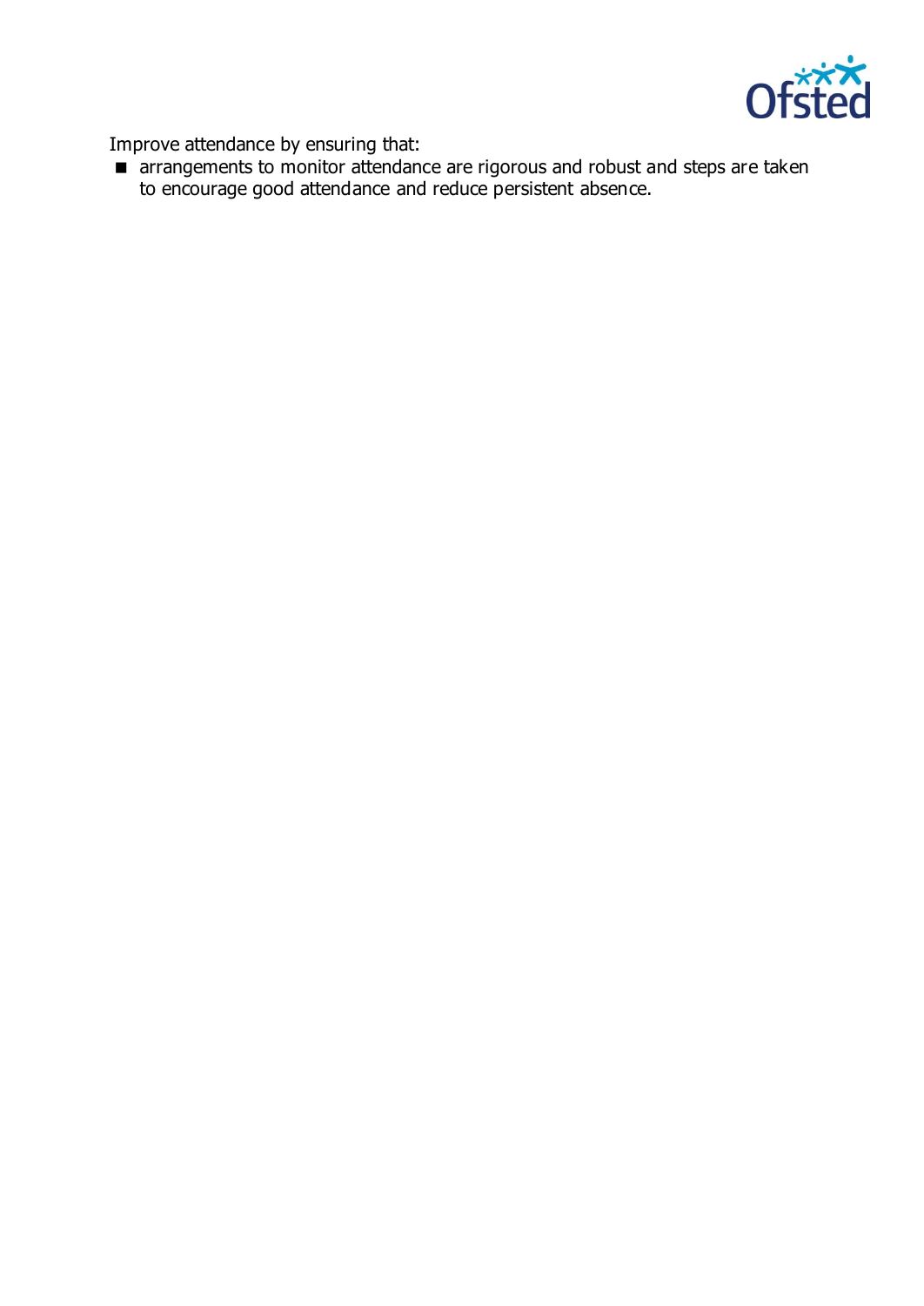Improve attendance by ensuring that:

- arrangements to monitor attendance are rigorous and robust and steps are taken to encourage good attendance and reduce persistent absence.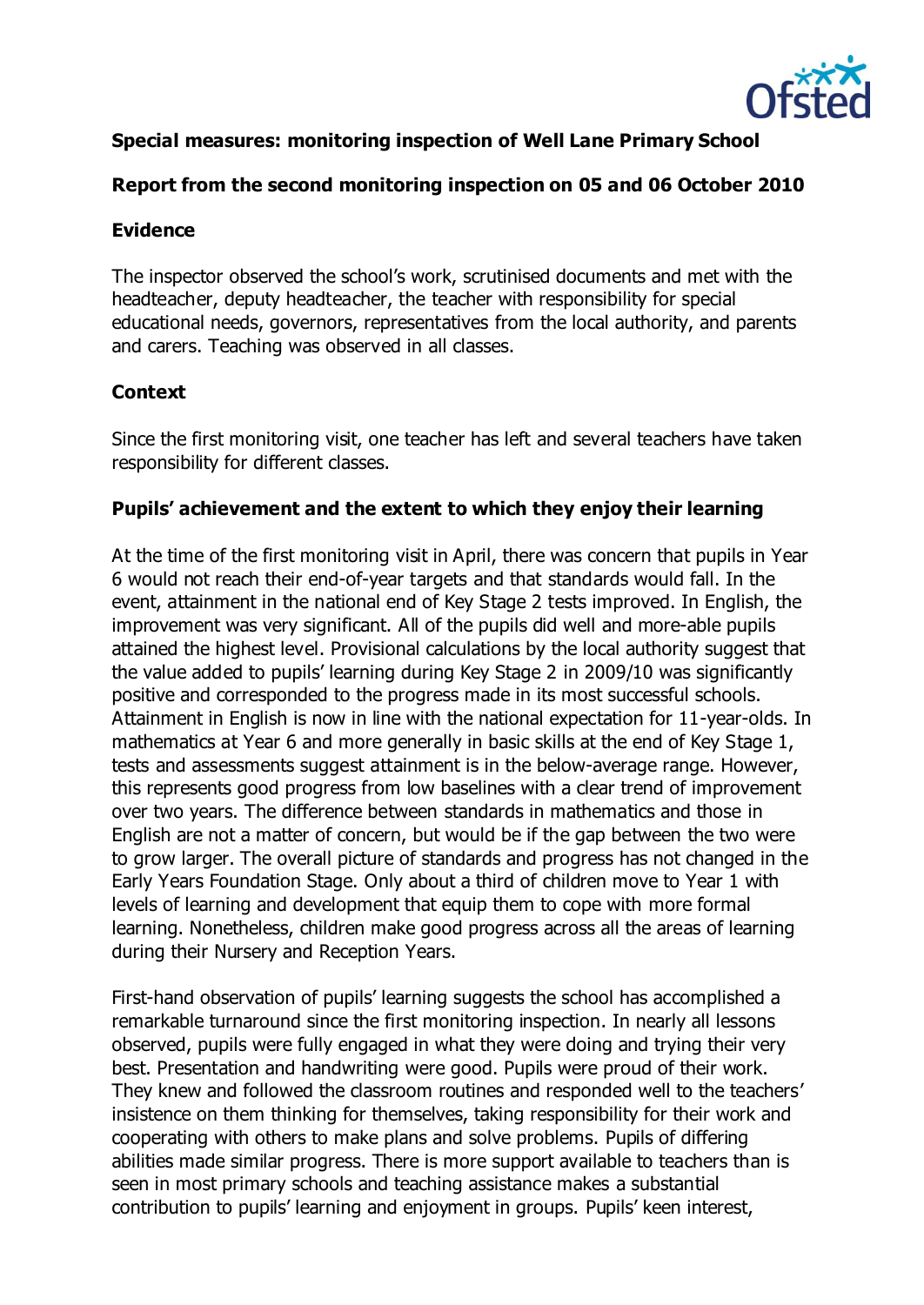**Special measures: monitoring inspection of Well Lane Primary School**

**Report from the second monitoring inspection on 05 and 06 October 2010**

**Evidence**

The inspector observed the school's work, scrutinised documents and met with the headteacher, deputy headteacher, the teacher with responsibility for special educational needs, governors, representatives from the local authority, and parents and carers. Teaching was observed in all classes.

**Context**

Since the first monitoring visit, one teacher has left and several teachers have taken responsibility for different classes.

**Pupils' achievement and the extent to which they enjoy their learning**

At the time of the first monitoring visit in April, there was concern that pupils in Year 6 would not reach their end-of-year targets and that standards would fall. In the event, attainment in the national end of Key Stage 2 tests improved. In English, the improvement was very significant. All of the pupils did well and more-able pupils attained the highest level. Provisional calculations by the local authority suggest that the value added to pupils' learning during Key Stage 2 in 2009/10 was significantly positive and corresponded to the progress made in its most successful schools. Attainment in English is now in line with the national expectation for 11-year-olds. In mathematics at Year 6 and more generally in basic skills at the end of Key Stage 1, tests and assessments suggest attainment is in the below-average range. However, this represents good progress from low baselines with a clear trend of improvement over two years. The difference between standards in mathematics and those in English are not a matter of concern, but would be if the gap between the two were to grow larger. The overall picture of standards and progress has not changed in the Early Years Foundation Stage. Only about a third of children move to Year 1 with levels of learning and development that equip them to cope with more formal learning. Nonetheless, children make good progress across all the areas of learning during their Nursery and Reception Years.

First-hand observation of pupils' learning suggests the school has accomplished a remarkable turnaround since the first monitoring inspection. In nearly all lessons observed, pupils were fully engaged in what they were doing and trying their very best. Presentation and handwriting were good. Pupils were proud of their work. They knew and followed the classroom routines and responded well to the teachers' insistence on them thinking for themselves, taking responsibility for their work and cooperating with others to make plans and solve problems. Pupils of differing abilities made similar progress. There is more support available to teachers than is seen in most primary schools and teaching assistance makes a substantial contribution to pupils' learning and enjoyment in groups. Pupils' keen interest,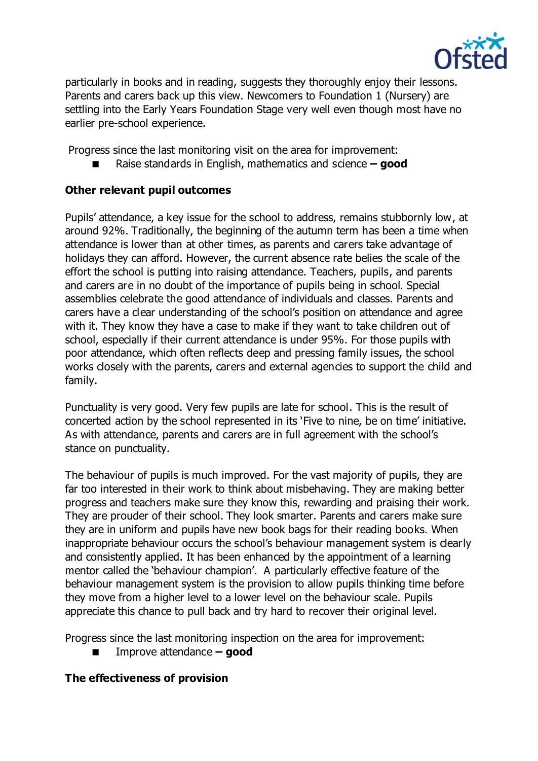particularly in books and in reading, suggests they thoroughly enjoy their lessons. Parents and carers back up this view. Newcomers to Foundation 1 (Nursery) are settling into the Early Years Foundation Stage very well even though most have no earlier pre-school experience.

Progress since the last monitoring visit on the area for improvement:

- Raise standards in English, mathematics and science **– good**

**Other relevant pupil outcomes**

Pupils' attendance, a key issue for the school to address, remains stubbornly low, at around 92%. Traditionally, the beginning of the autumn term has been a time when attendance is lower than at other times, as parents and carers take advantage of holidays they can afford. However, the current absence rate belies the scale of the effort the school is putting into raising attendance. Teachers, pupils, and parents and carers are in no doubt of the importance of pupils being in school. Special assemblies celebrate the good attendance of individuals and classes. Parents and carers have a clear understanding of the school's position on attendance and agree with it. They know they have a case to make if they want to take children out of school, especially if their current attendance is under 95%. For those pupils with poor attendance, which often reflects deep and pressing family issues, the school works closely with the parents, carers and external agencies to support the child and family.

Punctuality is very good. Very few pupils are late for school. This is the result of concerted action by the school represented in its 'Five to nine, be on time' initiative. As with attendance, parents and carers are in full agreement with the school's stance on punctuality.

The behaviour of pupils is much improved. For the vast majority of pupils, they are far too interested in their work to think about misbehaving. They are making better progress and teachers make sure they know this, rewarding and praising their work. They are prouder of their school. They look smarter. Parents and carers make sure they are in uniform and pupils have new book bags for their reading books. When inappropriate behaviour occurs the school's behaviour management system is clearly and consistently applied. It has been enhanced by the appointment of a learning mentor called the 'behaviour champion'. A particularly effective feature of the behaviour management system is the provision to allow pupils thinking time before they move from a higher level to a lower level on the behaviour scale. Pupils appreciate this chance to pull back and try hard to recover their original level.

Progress since the last monitoring inspection on the area for improvement:

- Improve attendance **– good**

**The effectiveness of provision**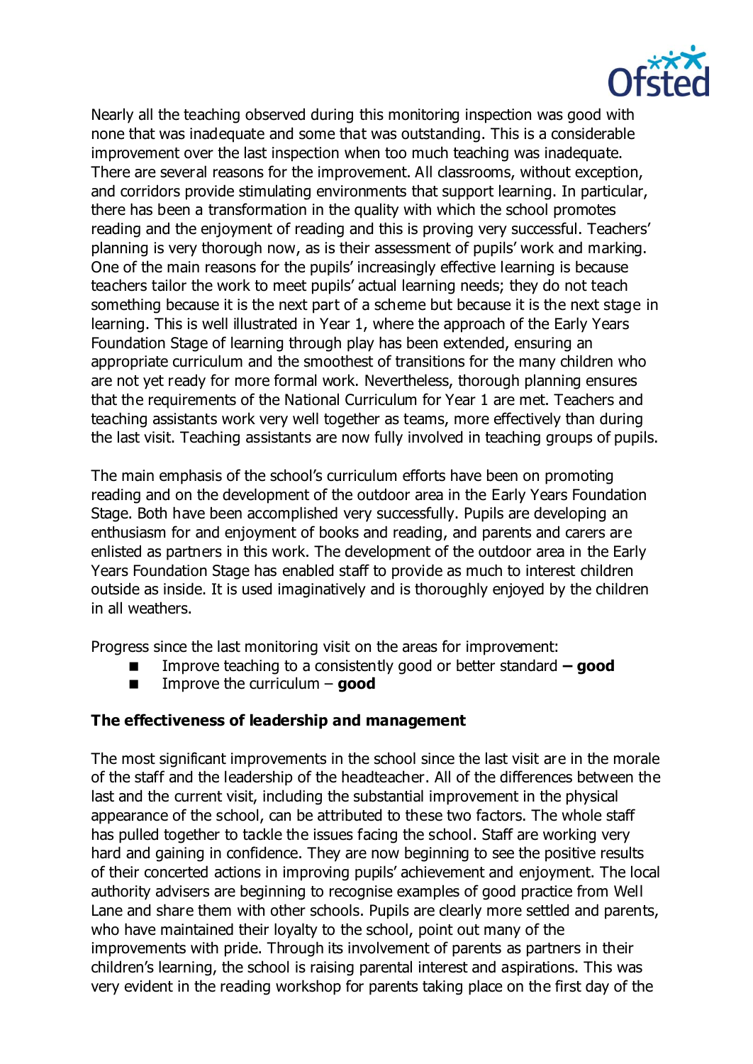Nearly all the teaching observed during this monitoring inspection was good with none that was inadequate and some that was outstanding. This is a considerable improvement over the last inspection when too much teaching was inadequate. There are several reasons for the improvement. All classrooms, without exception, and corridors provide stimulating environments that support learning. In particular, there has been a transformation in the quality with which the school promotes reading and the enjoyment of reading and this is proving very successful. Teachers' planning is very thorough now, as is their assessment of pupils' work and marking. One of the main reasons for the pupils' increasingly effective learning is because teachers tailor the work to meet pupils' actual learning needs; they do not teach something because it is the next part of a scheme but because it is the next stage in learning. This is well illustrated in Year 1, where the approach of the Early Years Foundation Stage of learning through play has been extended, ensuring an appropriate curriculum and the smoothest of transitions for the many children who are not yet ready for more formal work. Nevertheless, thorough planning ensures that the requirements of the National Curriculum for Year 1 are met. Teachers and teaching assistants work very well together as teams, more effectively than during the last visit. Teaching assistants are now fully involved in teaching groups of pupils.

The main emphasis of the school's curriculum efforts have been on promoting reading and on the development of the outdoor area in the Early Years Foundation Stage. Both have been accomplished very successfully. Pupils are developing an enthusiasm for and enjoyment of books and reading, and parents and carers are enlisted as partners in this work. The development of the outdoor area in the Early Years Foundation Stage has enabled staff to provide as much to interest children outside as inside. It is used imaginatively and is thoroughly enjoyed by the children in all weathers.

Progress since the last monitoring visit on the areas for improvement:

- Improve teaching to a consistently good or better standard **– good**
- Improve the curriculum – **good**

**The effectiveness of leadership and management**

The most significant improvements in the school since the last visit are in the morale of the staff and the leadership of the headteacher. All of the differences between the last and the current visit, including the substantial improvement in the physical appearance of the school, can be attributed to these two factors. The whole staff has pulled together to tackle the issues facing the school. Staff are working very hard and gaining in confidence. They are now beginning to see the positive results of their concerted actions in improving pupils' achievement and enjoyment. The local authority advisers are beginning to recognise examples of good practice from Well Lane and share them with other schools. Pupils are clearly more settled and parents, who have maintained their loyalty to the school, point out many of the improvements with pride. Through its involvement of parents as partners in their children's learning, the school is raising parental interest and aspirations. This was very evident in the reading workshop for parents taking place on the first day of the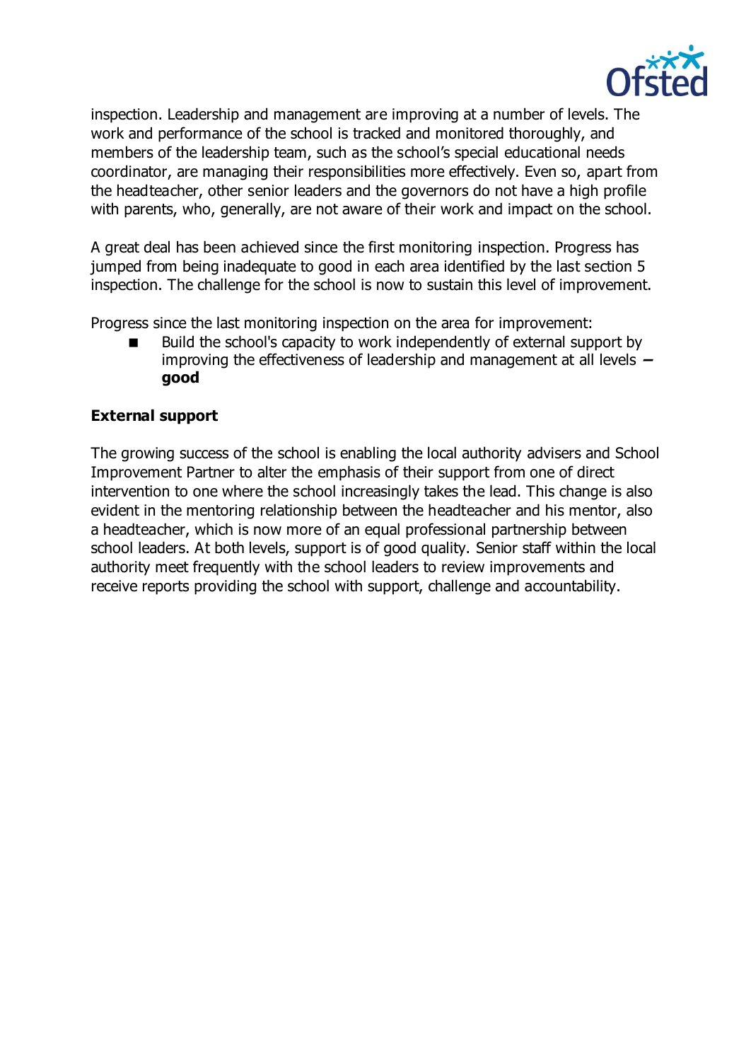inspection. Leadership and management are improving at a number of levels. The work and performance of the school is tracked and monitored thoroughly, and members of the leadership team, such as the school's special educational needs coordinator, are managing their responsibilities more effectively. Even so, apart from the headteacher, other senior leaders and the governors do not have a high profile with parents, who, generally, are not aware of their work and impact on the school.

A great deal has been achieved since the first monitoring inspection. Progress has jumped from being inadequate to good in each area identified by the last section 5 inspection. The challenge for the school is now to sustain this level of improvement.

Progress since the last monitoring inspection on the area for improvement:

- Build the school's capacity to work independently of external support by improving the effectiveness of leadership and management at all levels – **good**

**External support**

The growing success of the school is enabling the local authority advisers and School Improvement Partner to alter the emphasis of their support from one of direct intervention to one where the school increasingly takes the lead. This change is also evident in the mentoring relationship between the headteacher and his mentor, also a headteacher, which is now more of an equal professional partnership between school leaders. At both levels, support is of good quality. Senior staff within the local authority meet frequently with the school leaders to review improvements and receive reports providing the school with support, challenge and accountability.